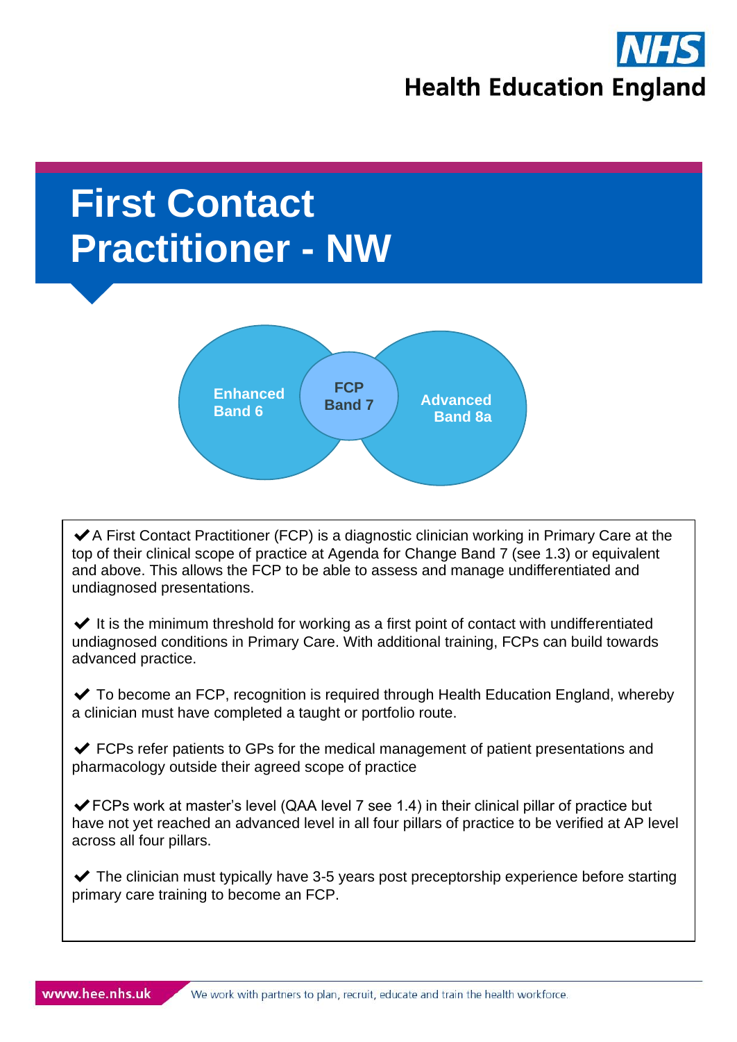# First Contact Practitioner - NW

Enhanced Band 6

FCP Band 7

Advanced Band 8a

✔ A First Contact Practitioner (FCP) is a diagnostic clinician working in Primary Care at the top of their clinical scope of practice at Agenda for Change Band 7 (see 1.3) or equivalent and above. This allows the FCP to be able to assess and manage undifferentiated and undiagnosed presentations.

✔ It is the minimum threshold for working as a first point of contact with undifferentiated undiagnosed conditions in Primary Care. With additional training, FCPs can build towards advanced practice.

✔ To become an FCP, recognition is required through Health Education England, whereby a clinician must have completed a taught or portfolio route.

✔ FCPs refer patients to GPs for the medical management of patient presentations and pharmacology outside their agreed scope of practice

✔ FCPs work at master's level (QAA level 7 see 1.4) in their clinical pillar of practice but have not yet reached an advanced level in all four pillars of practice to be verified at AP level across all four pillars.

✔ The clinician must typically have 3-5 years post preceptorship experience before starting primary care training to become an FCP.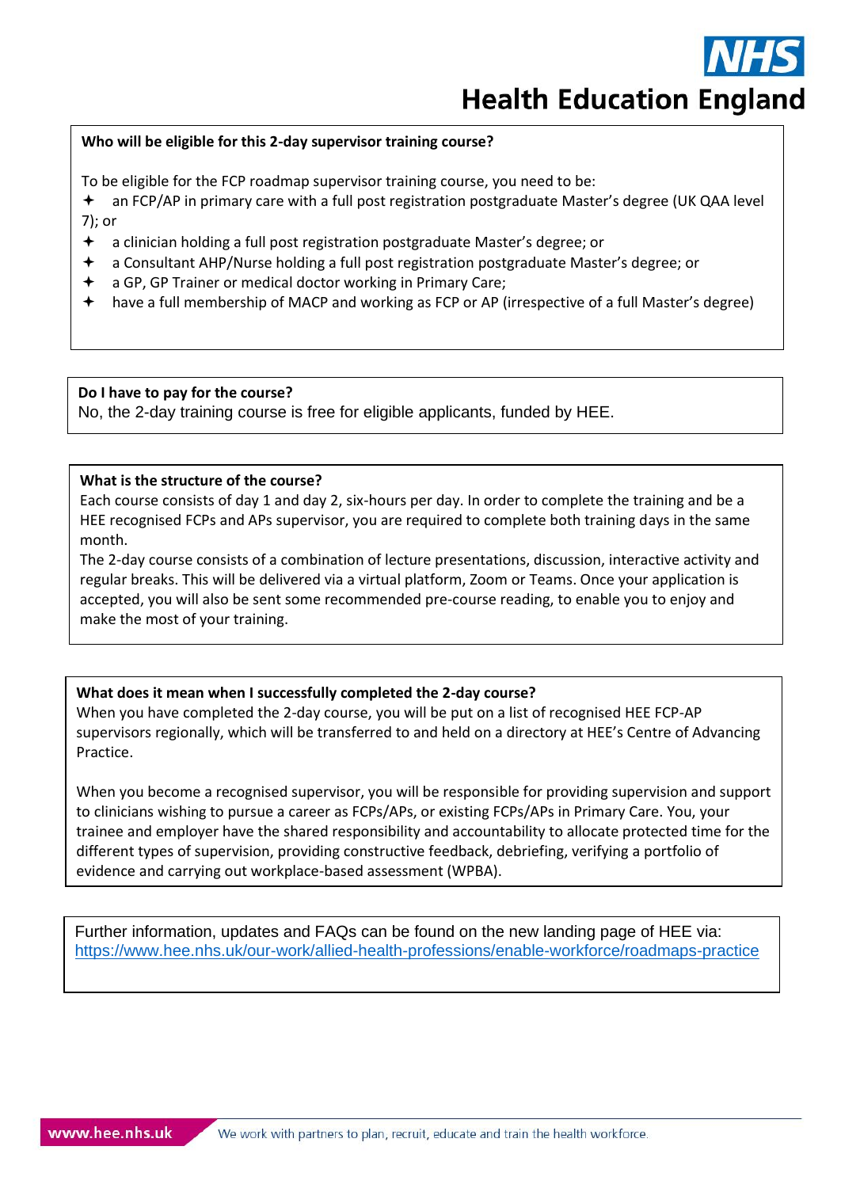**Who will be eligible for this 2-day supervisor training course?**

To be eligible for the FCP roadmap supervisor training course, you need to be:

- an FCP/AP in primary care with a full post registration postgraduate Master's degree (UK QAA level 7); or
- a clinician holding a full post registration postgraduate Master's degree; or
- a Consultant AHP/Nurse holding a full post registration postgraduate Master's degree; or
- a GP, GP Trainer or medical doctor working in Primary Care;
- have a full membership of MACP and working as FCP or AP (irrespective of a full Master's degree)

**Do I have to pay for the course?**

No, the 2-day training course is free for eligible applicants, funded by HEE.

**What is the structure of the course?**

Each course consists of day 1 and day 2, six-hours per day. In order to complete the training and be a HEE recognised FCPs and APs supervisor, you are required to complete both training days in the same month.

The 2-day course consists of a combination of lecture presentations, discussion, interactive activity and regular breaks. This will be delivered via a virtual platform, Zoom or Teams. Once your application is accepted, you will also be sent some recommended pre-course reading, to enable you to enjoy and make the most of your training.

**What does it mean when I successfully completed the 2-day course?**

When you have completed the 2-day course, you will be put on a list of recognised HEE FCP-AP supervisors regionally, which will be transferred to and held on a directory at HEE's Centre of Advancing Practice.

When you become a recognised supervisor, you will be responsible for providing supervision and support to clinicians wishing to pursue a career as FCPs/APs, or existing FCPs/APs in Primary Care. You, your trainee and employer have the shared responsibility and accountability to allocate protected time for the different types of supervision, providing constructive feedback, debriefing, verifying a portfolio of evidence and carrying out workplace-based assessment (WPBA).

Further information, updates and FAQs can be found on the new landing page of HEE via: https://www.hee.nhs.uk/our-work/allied-health-professions/enable-workforce/roadmaps-practice